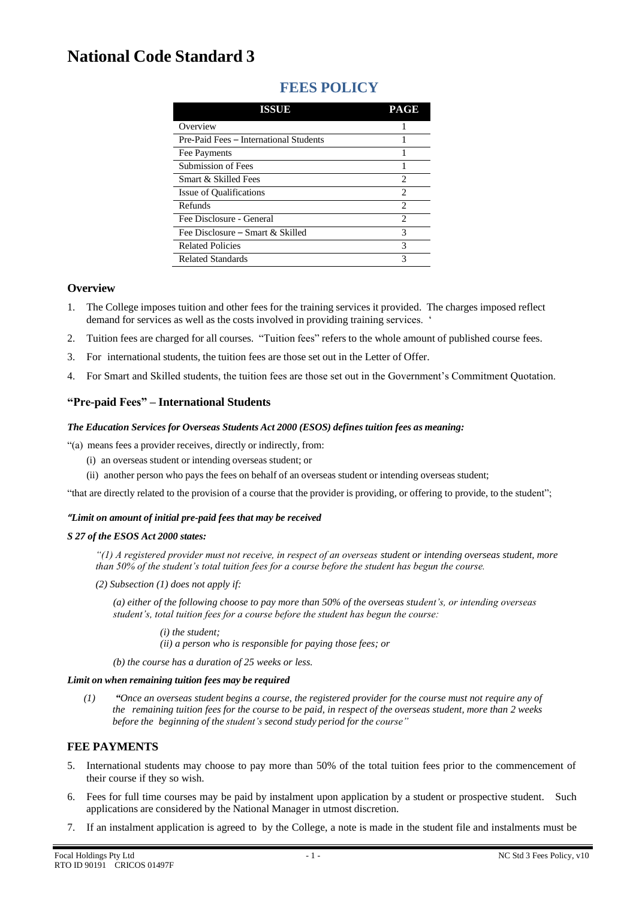# National Code Standard 3

## FEES POLICY

| ISSUE | PAGE |
|---|---|
| Overview | 1 |
| Pre-Paid Fees – International Students | 1 |
| Fee Payments | 1 |
| Submission of Fees | 1 |
| Smart & Skilled Fees | 2 |
| Issue of Qualifications | 2 |
| Refunds | 2 |
| Fee Disclosure - General | 2 |
| Fee Disclosure – Smart & Skilled | 3 |
| Related Policies | 3 |
| Related Standards | 3 |

### Overview

1. The College imposes tuition and other fees for the training services it provided. The charges imposed reflect demand for services as well as the costs involved in providing training services. '
2. Tuition fees are charged for all courses. "Tuition fees" refers to the whole amount of published course fees.
3. For international students, the tuition fees are those set out in the Letter of Offer.
4. For Smart and Skilled students, the tuition fees are those set out in the Government's Commitment Quotation.

### "Pre-paid Fees" – International Students

***The Education Services for Overseas Students Act 2000 (ESOS) defines tuition fees as meaning:***

"(a) means fees a provider receives, directly or indirectly, from:

- (i) an overseas student or intending overseas student; or
- (ii) another person who pays the fees on behalf of an overseas student or intending overseas student;

"that are directly related to the provision of a course that the provider is providing, or offering to provide, to the student";

***"Limit on amount of initial pre-paid fees that may be received***

***S 27 of the ESOS Act 2000 states:***

> *"(1) A registered provider must not receive, in respect of an overseas student or intending overseas student, more than 50% of the student's total tuition fees for a course before the student has begun the course.*
>
> *(2) Subsection (1) does not apply if:*
>
> *(a) either of the following choose to pay more than 50% of the overseas student's, or intending overseas student's, total tuition fees for a course before the student has begun the course:*
>
> *(i) the student;*
> *(ii) a person who is responsible for paying those fees; or*
>
> *(b) the course has a duration of 25 weeks or less.*

***Limit on when remaining tuition fees may be required***

> *(1) "Once an overseas student begins a course, the registered provider for the course must not require any of the remaining tuition fees for the course to be paid, in respect of the overseas student, more than 2 weeks before the beginning of the student's second study period for the course"*

### FEE PAYMENTS

5. International students may choose to pay more than 50% of the total tuition fees prior to the commencement of their course if they so wish.
6. Fees for full time courses may be paid by instalment upon application by a student or prospective student. Such applications are considered by the National Manager in utmost discretion.
7. If an instalment application is agreed to by the College, a note is made in the student file and instalments must be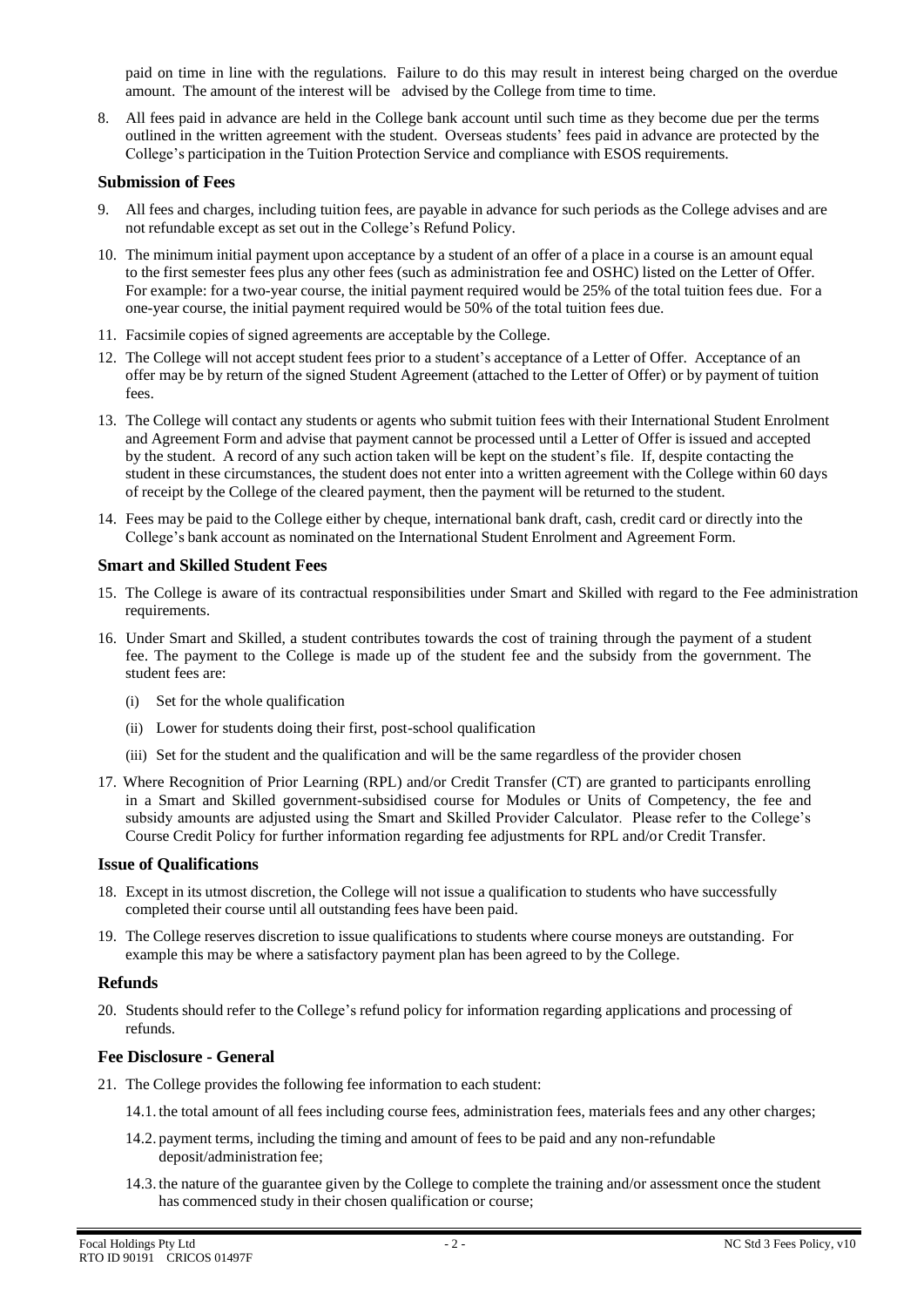paid on time in line with the regulations. Failure to do this may result in interest being charged on the overdue amount. The amount of the interest will be advised by the College from time to time.

8. All fees paid in advance are held in the College bank account until such time as they become due per the terms outlined in the written agreement with the student. Overseas students' fees paid in advance are protected by the College's participation in the Tuition Protection Service and compliance with ESOS requirements.

### Submission of Fees

9. All fees and charges, including tuition fees, are payable in advance for such periods as the College advises and are not refundable except as set out in the College's Refund Policy.

10. The minimum initial payment upon acceptance by a student of an offer of a place in a course is an amount equal to the first semester fees plus any other fees (such as administration fee and OSHC) listed on the Letter of Offer. For example: for a two-year course, the initial payment required would be 25% of the total tuition fees due. For a one-year course, the initial payment required would be 50% of the total tuition fees due.

11. Facsimile copies of signed agreements are acceptable by the College.

12. The College will not accept student fees prior to a student's acceptance of a Letter of Offer. Acceptance of an offer may be by return of the signed Student Agreement (attached to the Letter of Offer) or by payment of tuition fees.

13. The College will contact any students or agents who submit tuition fees with their International Student Enrolment and Agreement Form and advise that payment cannot be processed until a Letter of Offer is issued and accepted by the student. A record of any such action taken will be kept on the student's file. If, despite contacting the student in these circumstances, the student does not enter into a written agreement with the College within 60 days of receipt by the College of the cleared payment, then the payment will be returned to the student.

14. Fees may be paid to the College either by cheque, international bank draft, cash, credit card or directly into the College's bank account as nominated on the International Student Enrolment and Agreement Form.

### Smart and Skilled Student Fees

15. The College is aware of its contractual responsibilities under Smart and Skilled with regard to the Fee administration requirements.

16. Under Smart and Skilled, a student contributes towards the cost of training through the payment of a student fee. The payment to the College is made up of the student fee and the subsidy from the government. The student fees are:

    (i) Set for the whole qualification

    (ii) Lower for students doing their first, post-school qualification

    (iii) Set for the student and the qualification and will be the same regardless of the provider chosen

17. Where Recognition of Prior Learning (RPL) and/or Credit Transfer (CT) are granted to participants enrolling in a Smart and Skilled government-subsidised course for Modules or Units of Competency, the fee and subsidy amounts are adjusted using the Smart and Skilled Provider Calculator. Please refer to the College's Course Credit Policy for further information regarding fee adjustments for RPL and/or Credit Transfer.

### Issue of Qualifications

18. Except in its utmost discretion, the College will not issue a qualification to students who have successfully completed their course until all outstanding fees have been paid.

19. The College reserves discretion to issue qualifications to students where course moneys are outstanding. For example this may be where a satisfactory payment plan has been agreed to by the College.

### Refunds

20. Students should refer to the College's refund policy for information regarding applications and processing of refunds.

### Fee Disclosure - General

21. The College provides the following fee information to each student:

    14.1. the total amount of all fees including course fees, administration fees, materials fees and any other charges;

    14.2. payment terms, including the timing and amount of fees to be paid and any non-refundable deposit/administration fee;

    14.3. the nature of the guarantee given by the College to complete the training and/or assessment once the student has commenced study in their chosen qualification or course;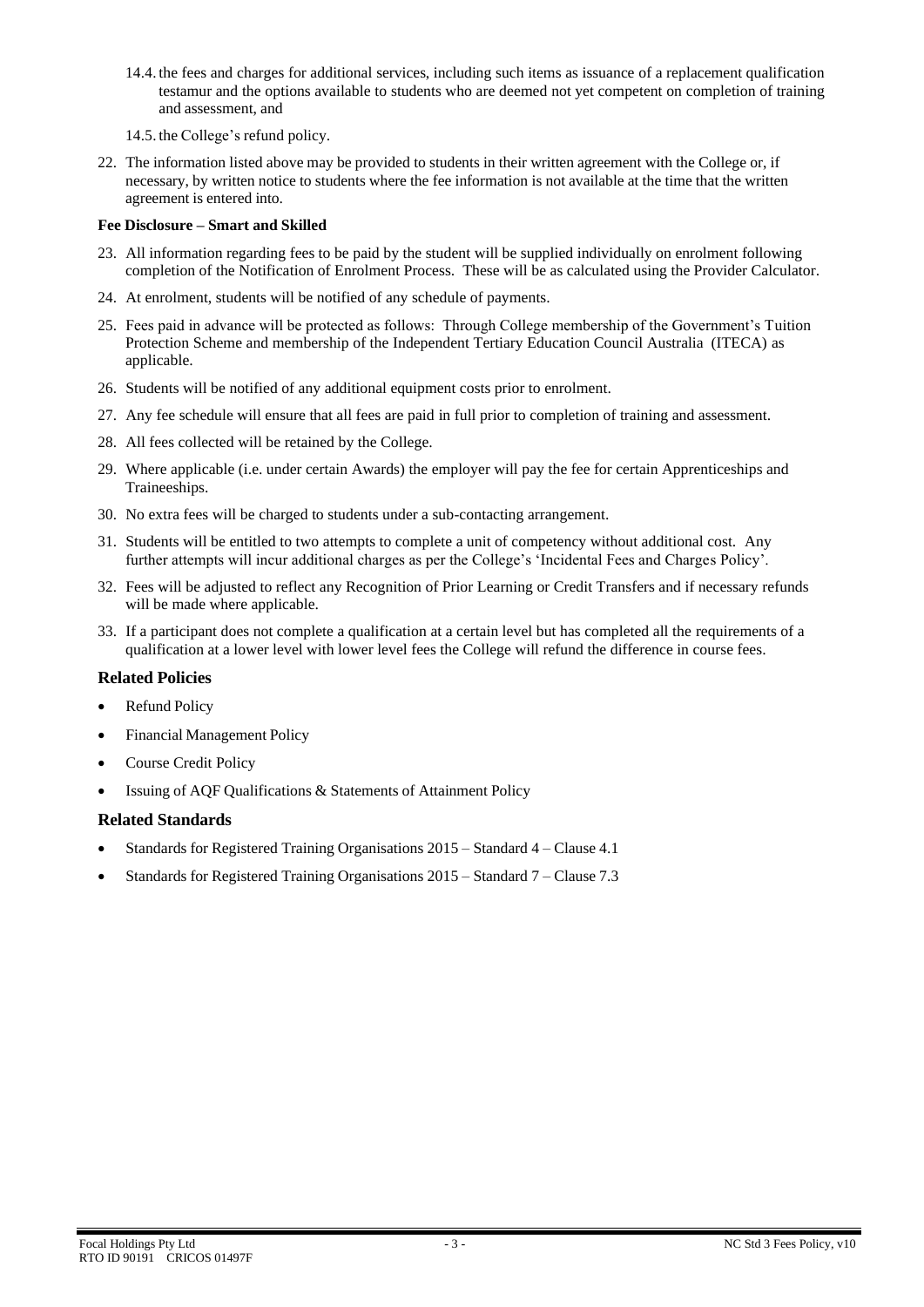14.4. the fees and charges for additional services, including such items as issuance of a replacement qualification testamur and the options available to students who are deemed not yet competent on completion of training and assessment, and

14.5. the College's refund policy.

22. The information listed above may be provided to students in their written agreement with the College or, if necessary, by written notice to students where the fee information is not available at the time that the written agreement is entered into.

**Fee Disclosure – Smart and Skilled**

23. All information regarding fees to be paid by the student will be supplied individually on enrolment following completion of the Notification of Enrolment Process. These will be as calculated using the Provider Calculator.
24. At enrolment, students will be notified of any schedule of payments.
25. Fees paid in advance will be protected as follows: Through College membership of the Government's Tuition Protection Scheme and membership of the Independent Tertiary Education Council Australia (ITECA) as applicable.
26. Students will be notified of any additional equipment costs prior to enrolment.
27. Any fee schedule will ensure that all fees are paid in full prior to completion of training and assessment.
28. All fees collected will be retained by the College.
29. Where applicable (i.e. under certain Awards) the employer will pay the fee for certain Apprenticeships and Traineeships.
30. No extra fees will be charged to students under a sub-contacting arrangement.
31. Students will be entitled to two attempts to complete a unit of competency without additional cost. Any further attempts will incur additional charges as per the College's 'Incidental Fees and Charges Policy'.
32. Fees will be adjusted to reflect any Recognition of Prior Learning or Credit Transfers and if necessary refunds will be made where applicable.
33. If a participant does not complete a qualification at a certain level but has completed all the requirements of a qualification at a lower level with lower level fees the College will refund the difference in course fees.

## Related Policies

- Refund Policy
- Financial Management Policy
- Course Credit Policy
- Issuing of AQF Qualifications & Statements of Attainment Policy

## Related Standards

- Standards for Registered Training Organisations 2015 – Standard 4 – Clause 4.1
- Standards for Registered Training Organisations 2015 – Standard 7 – Clause 7.3